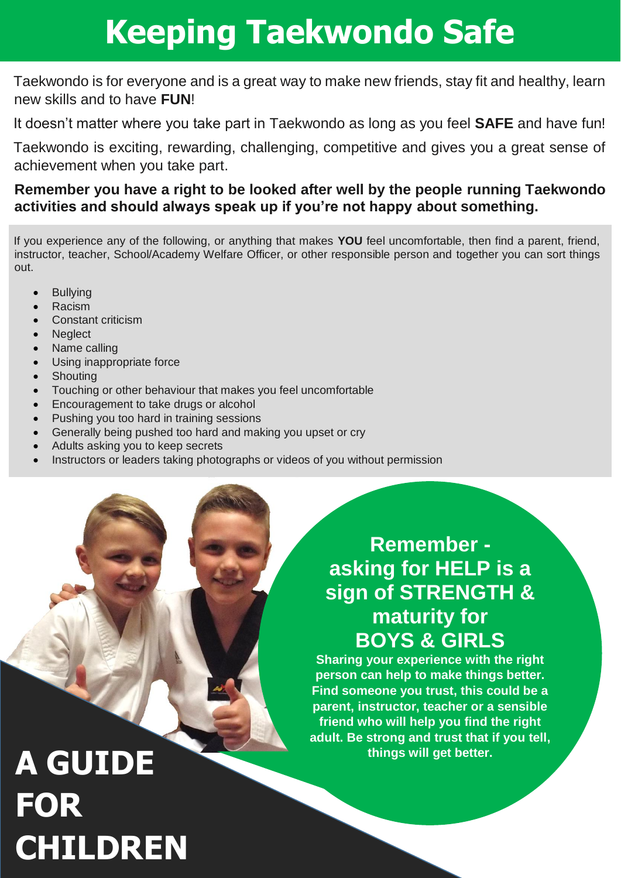# Keeping Taekwondo Safe

Taekwondo is for everyone and is a great way to make new friends, stay fit and healthy, learn new skills and to have **FUN**!

It doesn't matter where you take part in Taekwondo as long as you feel **SAFE** and have fun!

Taekwondo is exciting, rewarding, challenging, competitive and gives you a great sense of achievement when you take part.

**Remember you have a right to be looked after well by the people running Taekwondo activities and should always speak up if you're not happy about something.**

If you experience any of the following, or anything that makes **YOU** feel uncomfortable, then find a parent, friend, instructor, teacher, School/Academy Welfare Officer, or other responsible person and together you can sort things out.

- Bullying
- Racism
- Constant criticism
- Neglect
- Name calling
- Using inappropriate force
- Shouting
- Touching or other behaviour that makes you feel uncomfortable
- Encouragement to take drugs or alcohol
- Pushing you too hard in training sessions
- Generally being pushed too hard and making you upset or cry
- Adults asking you to keep secrets
- Instructors or leaders taking photographs or videos of you without permission

## Remember - asking for HELP is a sign of STRENGTH & maturity for BOYS & GIRLS

**Sharing your experience with the right person can help to make things better. Find someone you trust, this could be a parent, instructor, teacher or a sensible friend who will help you find the right adult. Be strong and trust that if you tell, things will get better.**

## A GUIDE FOR CHILDREN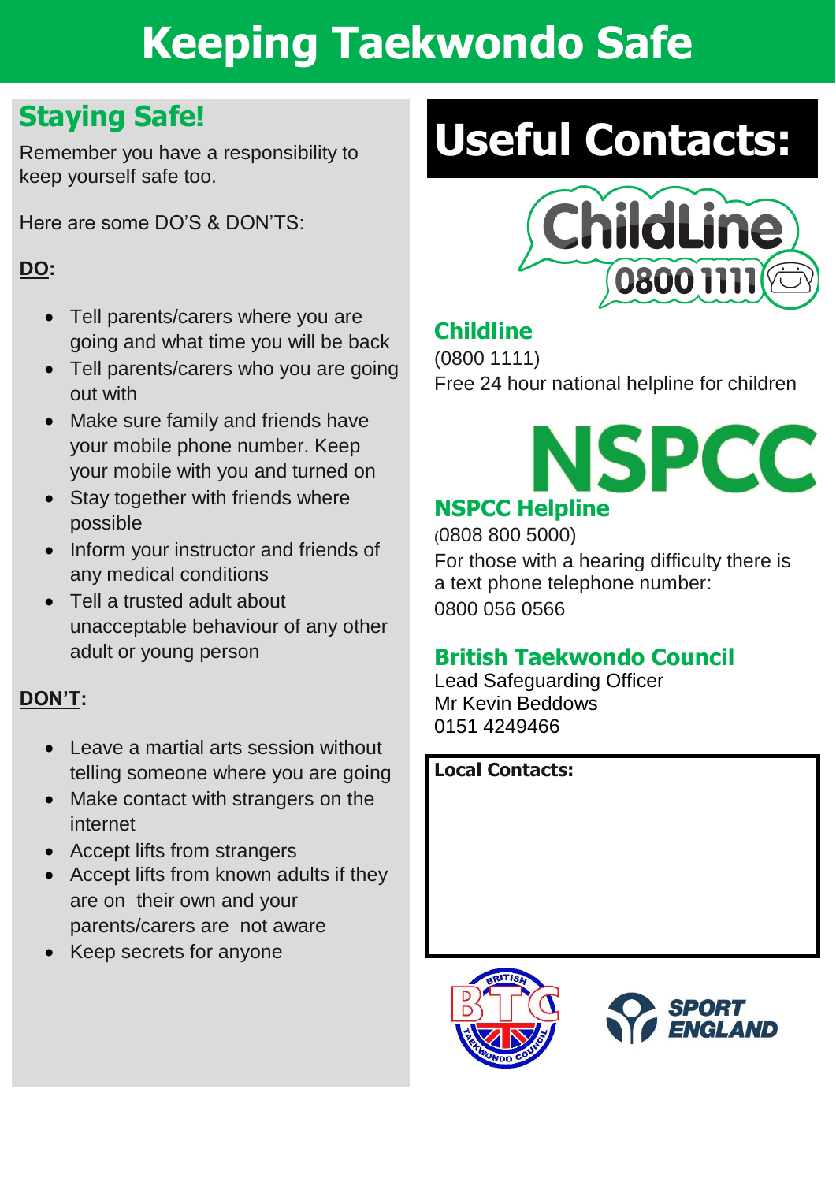# Keeping Taekwondo Safe

## Staying Safe!

Remember you have a responsibility to keep yourself safe too.

Here are some DO'S & DON'TS:

**DO:**

- Tell parents/carers where you are going and what time you will be back
- Tell parents/carers who you are going out with
- Make sure family and friends have your mobile phone number. Keep your mobile with you and turned on
- Stay together with friends where possible
- Inform your instructor and friends of any medical conditions
- Tell a trusted adult about unacceptable behaviour of any other adult or young person

**DON'T:**

- Leave a martial arts session without telling someone where you are going
- Make contact with strangers on the internet
- Accept lifts from strangers
- Accept lifts from known adults if they are on their own and your parents/carers are not aware
- Keep secrets for anyone

## Useful Contacts:

ChildLine 0800 1111

### Childline

(0800 1111)
Free 24 hour national helpline for children

NSPCC

### NSPCC Helpline

(0808 800 5000)
For those with a hearing difficulty there is a text phone telephone number:
0800 056 0566

### British Taekwondo Council

Lead Safeguarding Officer
Mr Kevin Beddows
0151 4249466

**Local Contacts:**

BRITISH TAEKWONDO COUNCIL

SPORT ENGLAND